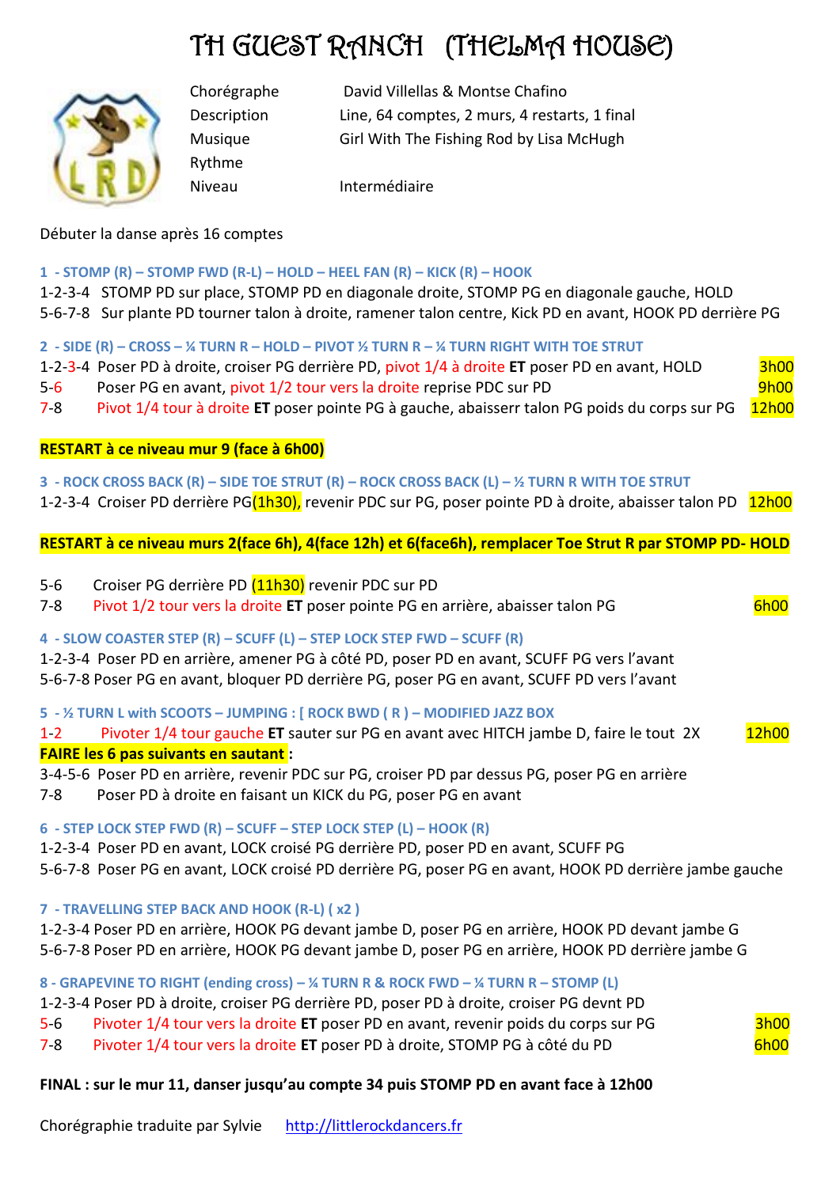# TH GUEST RANCH (THELMA HOUSE)

Chorégraphe David Villellas & Montse Chafino
Description Line, 64 comptes, 2 murs, 4 restarts, 1 final
Musique Girl With The Fishing Rod by Lisa McHugh
Rythme
Niveau Intermédiaire

Débuter la danse après 16 comptes

**1 - STOMP (R) – STOMP FWD (R-L) – HOLD – HEEL FAN (R) – KICK (R) – HOOK**
1-2-3-4 STOMP PD sur place, STOMP PD en diagonale droite, STOMP PG en diagonale gauche, HOLD
5-6-7-8 Sur plante PD tourner talon à droite, ramener talon centre, Kick PD en avant, HOOK PD derrière PG

**2 - SIDE (R) – CROSS – ¼ TURN R – HOLD – PIVOT ½ TURN R – ¼ TURN RIGHT WITH TOE STRUT**
1-2-3-4 Poser PD à droite, croiser PG derrière PD, pivot 1/4 à droite **ET** poser PD en avant, HOLD 3h00
5-6 Poser PG en avant, pivot 1/2 tour vers la droite reprise PDC sur PD 9h00
7-8 Pivot 1/4 tour à droite **ET** poser pointe PG à gauche, abaisserr talon PG poids du corps sur PG 12h00

**RESTART à ce niveau mur 9 (face à 6h00)**

**3 - ROCK CROSS BACK (R) – SIDE TOE STRUT (R) – ROCK CROSS BACK (L) – ½ TURN R WITH TOE STRUT**
1-2-3-4 Croiser PD derrière PG(1h30), revenir PDC sur PG, poser pointe PD à droite, abaisser talon PD 12h00

**RESTART à ce niveau murs 2(face 6h), 4(face 12h) et 6(face6h), remplacer Toe Strut R par STOMP PD- HOLD**

5-6 Croiser PG derrière PD (11h30) revenir PDC sur PD
7-8 Pivot 1/2 tour vers la droite **ET** poser pointe PG en arrière, abaisser talon PG 6h00

**4 - SLOW COASTER STEP (R) – SCUFF (L) – STEP LOCK STEP FWD – SCUFF (R)**
1-2-3-4 Poser PD en arrière, amener PG à côté PD, poser PD en avant, SCUFF PG vers l'avant
5-6-7-8 Poser PG en avant, bloquer PD derrière PG, poser PG en avant, SCUFF PD vers l'avant

**5 - ½ TURN L with SCOOTS – JUMPING : [ ROCK BWD ( R ) – MODIFIED JAZZ BOX**
1-2 Pivoter 1/4 tour gauche **ET** sauter sur PG en avant avec HITCH jambe D, faire le tout 2X 12h00
**FAIRE les 6 pas suivants en sautant :**
3-4-5-6 Poser PD en arrière, revenir PDC sur PG, croiser PD par dessus PG, poser PG en arrière
7-8 Poser PD à droite en faisant un KICK du PG, poser PG en avant

**6 - STEP LOCK STEP FWD (R) – SCUFF – STEP LOCK STEP (L) – HOOK (R)**
1-2-3-4 Poser PD en avant, LOCK croisé PG derrière PD, poser PD en avant, SCUFF PG
5-6-7-8 Poser PG en avant, LOCK croisé PD derrière PG, poser PG en avant, HOOK PD derrière jambe gauche

**7 - TRAVELLING STEP BACK AND HOOK (R-L) ( x2 )**
1-2-3-4 Poser PD en arrière, HOOK PG devant jambe D, poser PG en arrière, HOOK PD devant jambe G
5-6-7-8 Poser PD en arrière, HOOK PG devant jambe D, poser PG en arrière, HOOK PD derrière jambe G

**8 - GRAPEVINE TO RIGHT (ending cross) – ¼ TURN R & ROCK FWD – ¼ TURN R – STOMP (L)**
1-2-3-4 Poser PD à droite, croiser PG derrière PD, poser PD à droite, croiser PG devnt PD
5-6 Pivoter 1/4 tour vers la droite **ET** poser PD en avant, revenir poids du corps sur PG 3h00
7-8 Pivoter 1/4 tour vers la droite **ET** poser PD à droite, STOMP PG à côté du PD 6h00

**FINAL : sur le mur 11, danser jusqu'au compte 34 puis STOMP PD en avant face à 12h00**

Chorégraphie traduite par Sylvie http://littlerockdancers.fr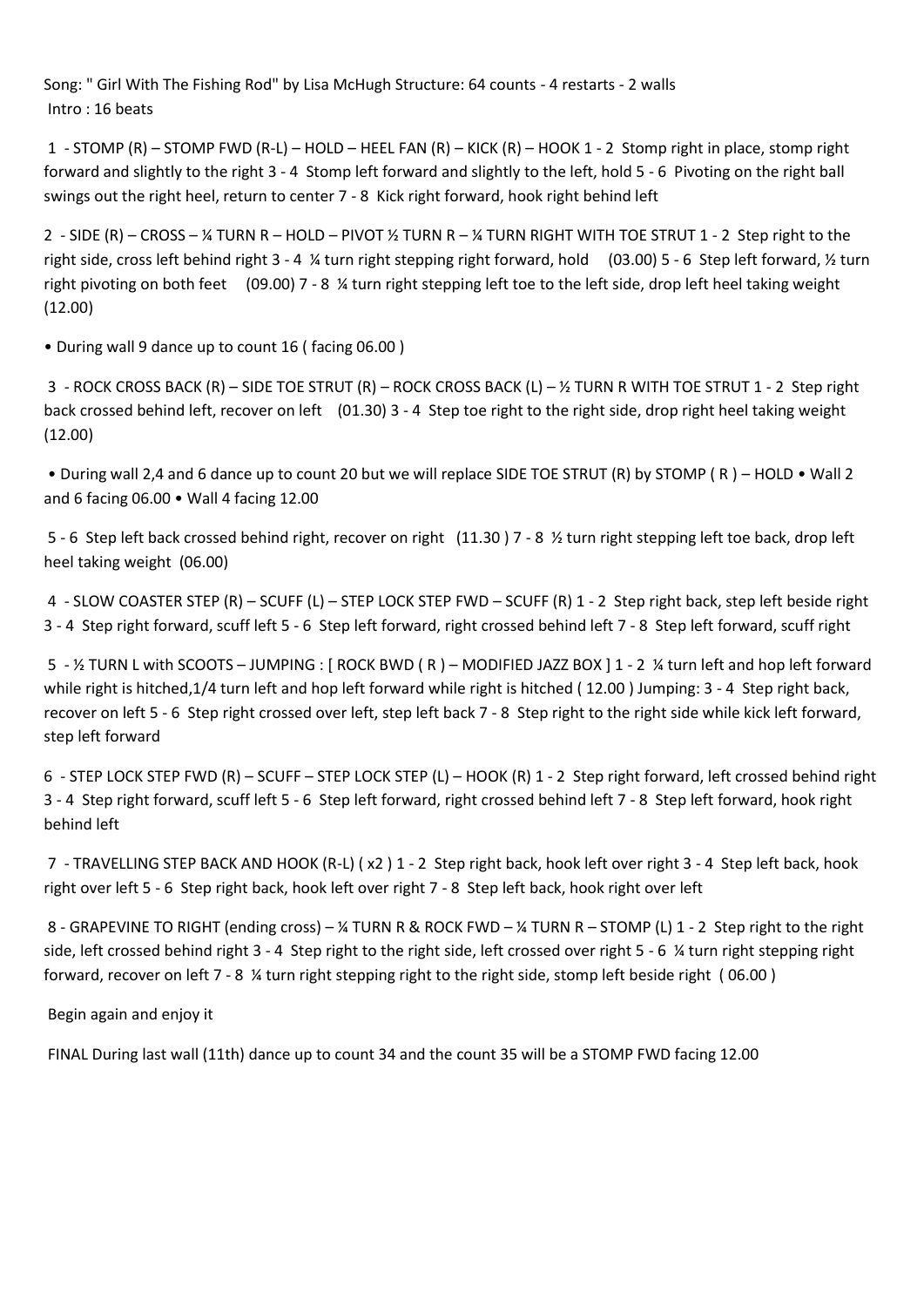Song: " Girl With The Fishing Rod" by Lisa McHugh Structure: 64 counts - 4 restarts - 2 walls
Intro : 16 beats

1 - STOMP (R) – STOMP FWD (R-L) – HOLD – HEEL FAN (R) – KICK (R) – HOOK 1 - 2 Stomp right in place, stomp right forward and slightly to the right 3 - 4 Stomp left forward and slightly to the left, hold 5 - 6 Pivoting on the right ball swings out the right heel, return to center 7 - 8 Kick right forward, hook right behind left

2 - SIDE (R) – CROSS – ¼ TURN R – HOLD – PIVOT ½ TURN R – ¼ TURN RIGHT WITH TOE STRUT 1 - 2 Step right to the right side, cross left behind right 3 - 4 ¼ turn right stepping right forward, hold (03.00) 5 - 6 Step left forward, ½ turn right pivoting on both feet (09.00) 7 - 8 ¼ turn right stepping left toe to the left side, drop left heel taking weight (12.00)

• During wall 9 dance up to count 16 ( facing 06.00 )

3 - ROCK CROSS BACK (R) – SIDE TOE STRUT (R) – ROCK CROSS BACK (L) – ½ TURN R WITH TOE STRUT 1 - 2 Step right back crossed behind left, recover on left (01.30) 3 - 4 Step toe right to the right side, drop right heel taking weight (12.00)

• During wall 2,4 and 6 dance up to count 20 but we will replace SIDE TOE STRUT (R) by STOMP ( R ) – HOLD • Wall 2 and 6 facing 06.00 • Wall 4 facing 12.00

5 - 6 Step left back crossed behind right, recover on right (11.30 ) 7 - 8 ½ turn right stepping left toe back, drop left heel taking weight (06.00)

4 - SLOW COASTER STEP (R) – SCUFF (L) – STEP LOCK STEP FWD – SCUFF (R) 1 - 2 Step right back, step left beside right 3 - 4 Step right forward, scuff left 5 - 6 Step left forward, right crossed behind left 7 - 8 Step left forward, scuff right

5 - ½ TURN L with SCOOTS – JUMPING : [ ROCK BWD ( R ) – MODIFIED JAZZ BOX ] 1 - 2 ¼ turn left and hop left forward while right is hitched,1/4 turn left and hop left forward while right is hitched ( 12.00 ) Jumping: 3 - 4 Step right back, recover on left 5 - 6 Step right crossed over left, step left back 7 - 8 Step right to the right side while kick left forward, step left forward

6 - STEP LOCK STEP FWD (R) – SCUFF – STEP LOCK STEP (L) – HOOK (R) 1 - 2 Step right forward, left crossed behind right 3 - 4 Step right forward, scuff left 5 - 6 Step left forward, right crossed behind left 7 - 8 Step left forward, hook right behind left

7 - TRAVELLING STEP BACK AND HOOK (R-L) ( x2 ) 1 - 2 Step right back, hook left over right 3 - 4 Step left back, hook right over left 5 - 6 Step right back, hook left over right 7 - 8 Step left back, hook right over left

8 - GRAPEVINE TO RIGHT (ending cross) – ¼ TURN R & ROCK FWD – ¼ TURN R – STOMP (L) 1 - 2 Step right to the right side, left crossed behind right 3 - 4 Step right to the right side, left crossed over right 5 - 6 ¼ turn right stepping right forward, recover on left 7 - 8 ¼ turn right stepping right to the right side, stomp left beside right ( 06.00 )

Begin again and enjoy it

FINAL During last wall (11th) dance up to count 34 and the count 35 will be a STOMP FWD facing 12.00